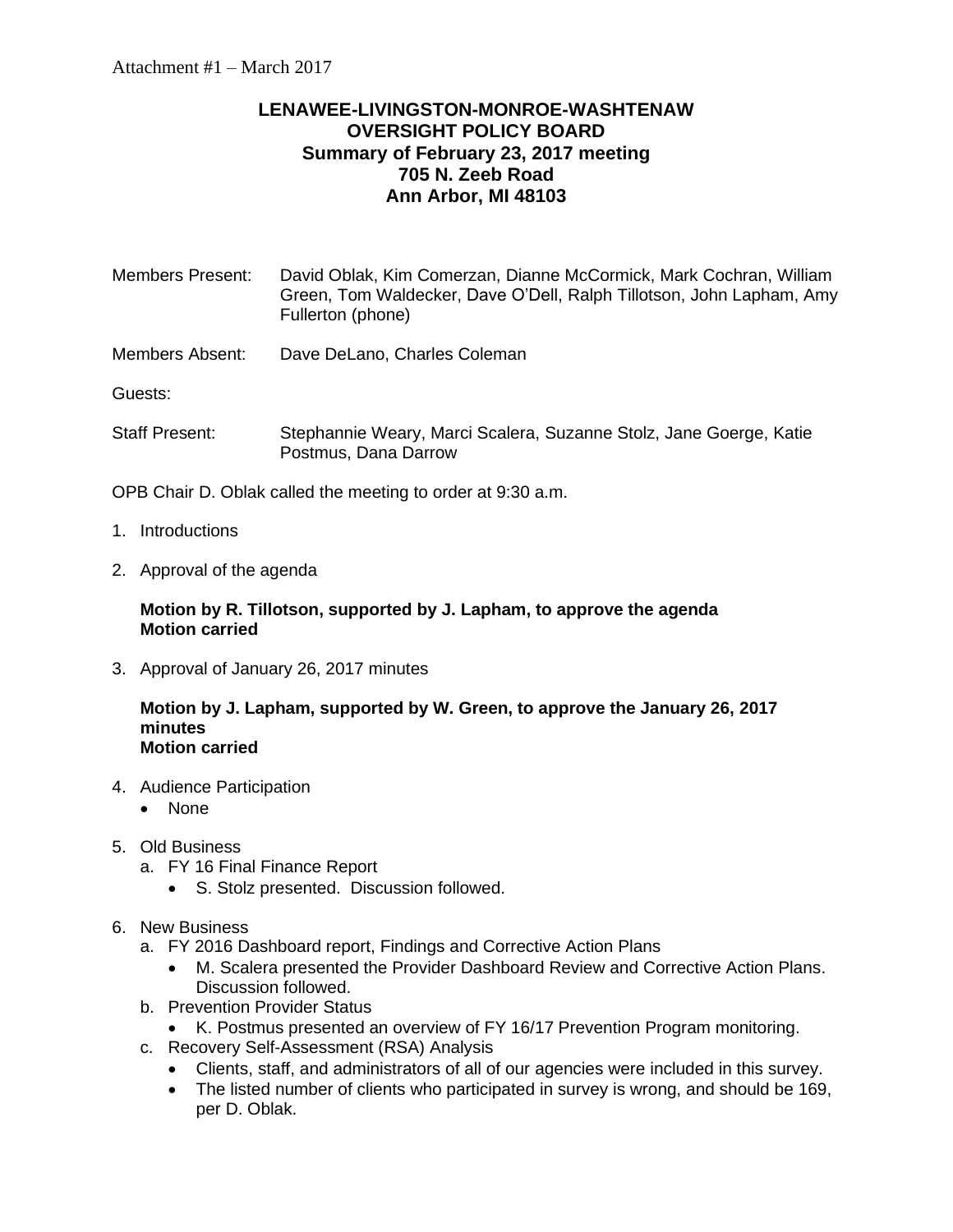Attachment #1 – March 2017

# LENAWEE-LIVINGSTON-MONROE-WASHTENAW OVERSIGHT POLICY BOARD

## Summary of February 23, 2017 meeting

**705 N. Zeeb Road**
**Ann Arbor, MI 48103**

Members Present: David Oblak, Kim Comerzan, Dianne McCormick, Mark Cochran, William Green, Tom Waldecker, Dave O'Dell, Ralph Tillotson, John Lapham, Amy Fullerton (phone)

Members Absent: Dave DeLano, Charles Coleman

Guests:

Staff Present: Stephannie Weary, Marci Scalera, Suzanne Stolz, Jane Goerge, Katie Postmus, Dana Darrow

OPB Chair D. Oblak called the meeting to order at 9:30 a.m.

1. Introductions

2. Approval of the agenda

   **Motion by R. Tillotson, supported by J. Lapham, to approve the agenda**
   **Motion carried**

3. Approval of January 26, 2017 minutes

   **Motion by J. Lapham, supported by W. Green, to approve the January 26, 2017 minutes**
   **Motion carried**

4. Audience Participation
   - None

5. Old Business
   a. FY 16 Final Finance Report
      - S. Stolz presented. Discussion followed.

6. New Business
   a. FY 2016 Dashboard report, Findings and Corrective Action Plans
      - M. Scalera presented the Provider Dashboard Review and Corrective Action Plans. Discussion followed.

   b. Prevention Provider Status
      - K. Postmus presented an overview of FY 16/17 Prevention Program monitoring.

   c. Recovery Self-Assessment (RSA) Analysis
      - Clients, staff, and administrators of all of our agencies were included in this survey.
      - The listed number of clients who participated in survey is wrong, and should be 169, per D. Oblak.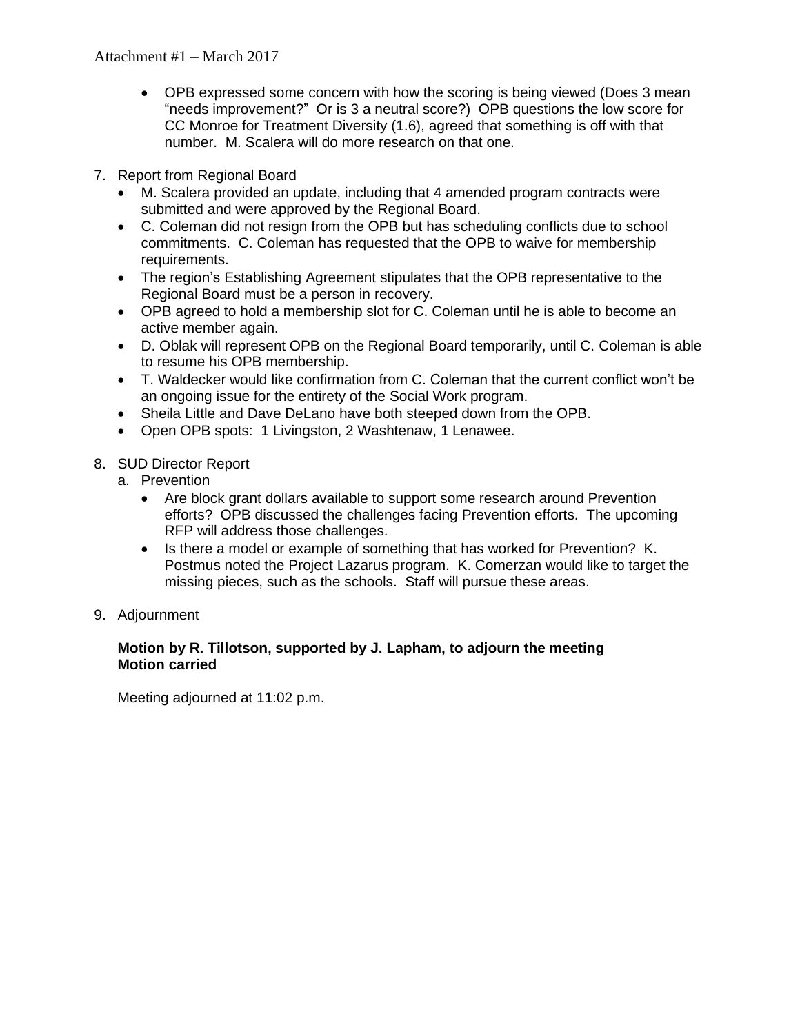- OPB expressed some concern with how the scoring is being viewed (Does 3 mean "needs improvement?" Or is 3 a neutral score?) OPB questions the low score for CC Monroe for Treatment Diversity (1.6), agreed that something is off with that number. M. Scalera will do more research on that one.

7. Report from Regional Board
   - M. Scalera provided an update, including that 4 amended program contracts were submitted and were approved by the Regional Board.
   - C. Coleman did not resign from the OPB but has scheduling conflicts due to school commitments. C. Coleman has requested that the OPB to waive for membership requirements.
   - The region's Establishing Agreement stipulates that the OPB representative to the Regional Board must be a person in recovery.
   - OPB agreed to hold a membership slot for C. Coleman until he is able to become an active member again.
   - D. Oblak will represent OPB on the Regional Board temporarily, until C. Coleman is able to resume his OPB membership.
   - T. Waldecker would like confirmation from C. Coleman that the current conflict won't be an ongoing issue for the entirety of the Social Work program.
   - Sheila Little and Dave DeLano have both steeped down from the OPB.
   - Open OPB spots: 1 Livingston, 2 Washtenaw, 1 Lenawee.

8. SUD Director Report
   a. Prevention
      - Are block grant dollars available to support some research around Prevention efforts? OPB discussed the challenges facing Prevention efforts. The upcoming RFP will address those challenges.
      - Is there a model or example of something that has worked for Prevention? K. Postmus noted the Project Lazarus program. K. Comerzan would like to target the missing pieces, such as the schools. Staff will pursue these areas.

9. Adjournment

   **Motion by R. Tillotson, supported by J. Lapham, to adjourn the meeting**
   **Motion carried**

   Meeting adjourned at 11:02 p.m.